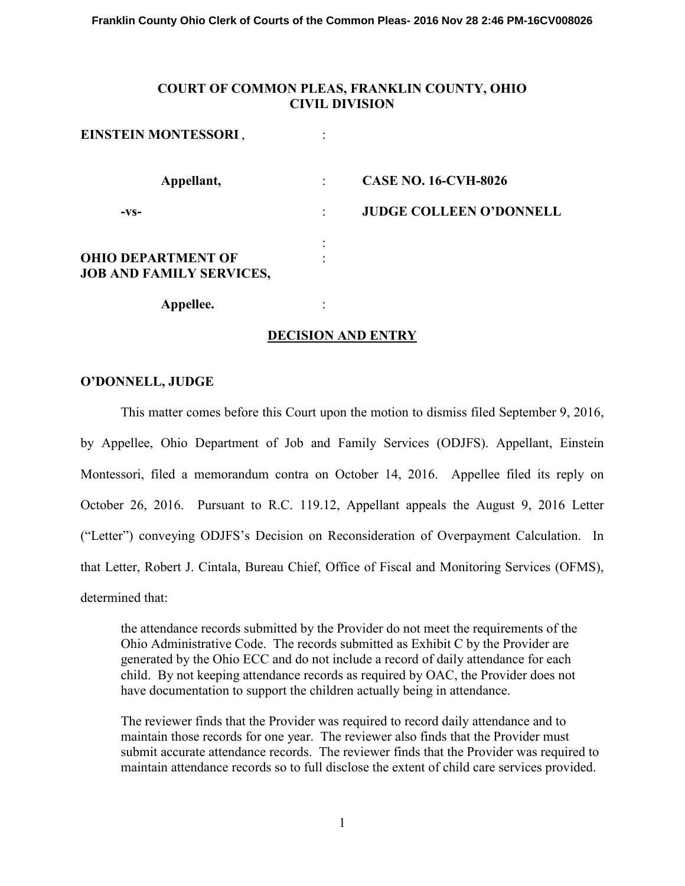Franklin County Ohio Clerk of Courts of the Common Pleas- 2016 Nov 28 2:46 PM-16CV008026

**COURT OF COMMON PLEAS, FRANKLIN COUNTY, OHIO**
**CIVIL DIVISION**

| | | |
|---|---|---|
| **EINSTEIN MONTESSORI** , | : | |
| **Appellant,** | : | **CASE NO. 16-CVH-8026** |
| **-vs-** | : | **JUDGE COLLEEN O'DONNELL** |
| **OHIO DEPARTMENT OF JOB AND FAMILY SERVICES,** | : | |
| **Appellee.** | : | |

**DECISION AND ENTRY**

**O'DONNELL, JUDGE**

This matter comes before this Court upon the motion to dismiss filed September 9, 2016, by Appellee, Ohio Department of Job and Family Services (ODJFS). Appellant, Einstein Montessori, filed a memorandum contra on October 14, 2016. Appellee filed its reply on October 26, 2016. Pursuant to R.C. 119.12, Appellant appeals the August 9, 2016 Letter ("Letter") conveying ODJFS's Decision on Reconsideration of Overpayment Calculation. In that Letter, Robert J. Cintala, Bureau Chief, Office of Fiscal and Monitoring Services (OFMS), determined that:

> the attendance records submitted by the Provider do not meet the requirements of the Ohio Administrative Code. The records submitted as Exhibit C by the Provider are generated by the Ohio ECC and do not include a record of daily attendance for each child. By not keeping attendance records as required by OAC, the Provider does not have documentation to support the children actually being in attendance.
>
> The reviewer finds that the Provider was required to record daily attendance and to maintain those records for one year. The reviewer also finds that the Provider must submit accurate attendance records. The reviewer finds that the Provider was required to maintain attendance records so to full disclose the extent of child care services provided.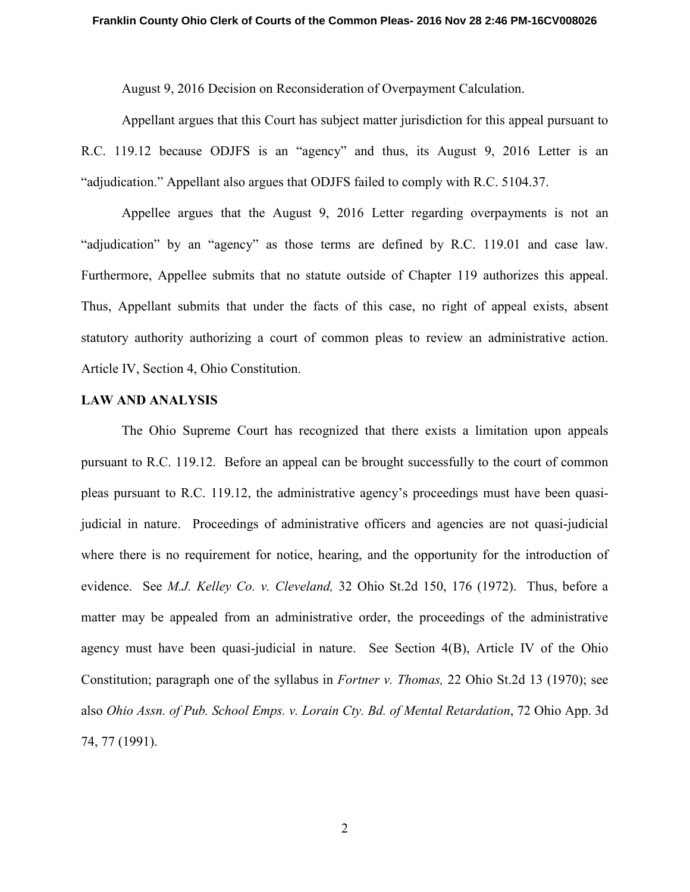August 9, 2016 Decision on Reconsideration of Overpayment Calculation.

Appellant argues that this Court has subject matter jurisdiction for this appeal pursuant to R.C. 119.12 because ODJFS is an "agency" and thus, its August 9, 2016 Letter is an "adjudication." Appellant also argues that ODJFS failed to comply with R.C. 5104.37.

Appellee argues that the August 9, 2016 Letter regarding overpayments is not an "adjudication" by an "agency" as those terms are defined by R.C. 119.01 and case law. Furthermore, Appellee submits that no statute outside of Chapter 119 authorizes this appeal. Thus, Appellant submits that under the facts of this case, no right of appeal exists, absent statutory authority authorizing a court of common pleas to review an administrative action. Article IV, Section 4, Ohio Constitution.

**LAW AND ANALYSIS**

The Ohio Supreme Court has recognized that there exists a limitation upon appeals pursuant to R.C. 119.12. Before an appeal can be brought successfully to the court of common pleas pursuant to R.C. 119.12, the administrative agency's proceedings must have been quasi-judicial in nature. Proceedings of administrative officers and agencies are not quasi-judicial where there is no requirement for notice, hearing, and the opportunity for the introduction of evidence. See *M.J. Kelley Co. v. Cleveland,* 32 Ohio St.2d 150, 176 (1972). Thus, before a matter may be appealed from an administrative order, the proceedings of the administrative agency must have been quasi-judicial in nature. See Section 4(B), Article IV of the Ohio Constitution; paragraph one of the syllabus in *Fortner v. Thomas,* 22 Ohio St.2d 13 (1970); see also *Ohio Assn. of Pub. School Emps. v. Lorain Cty. Bd. of Mental Retardation*, 72 Ohio App. 3d 74, 77 (1991).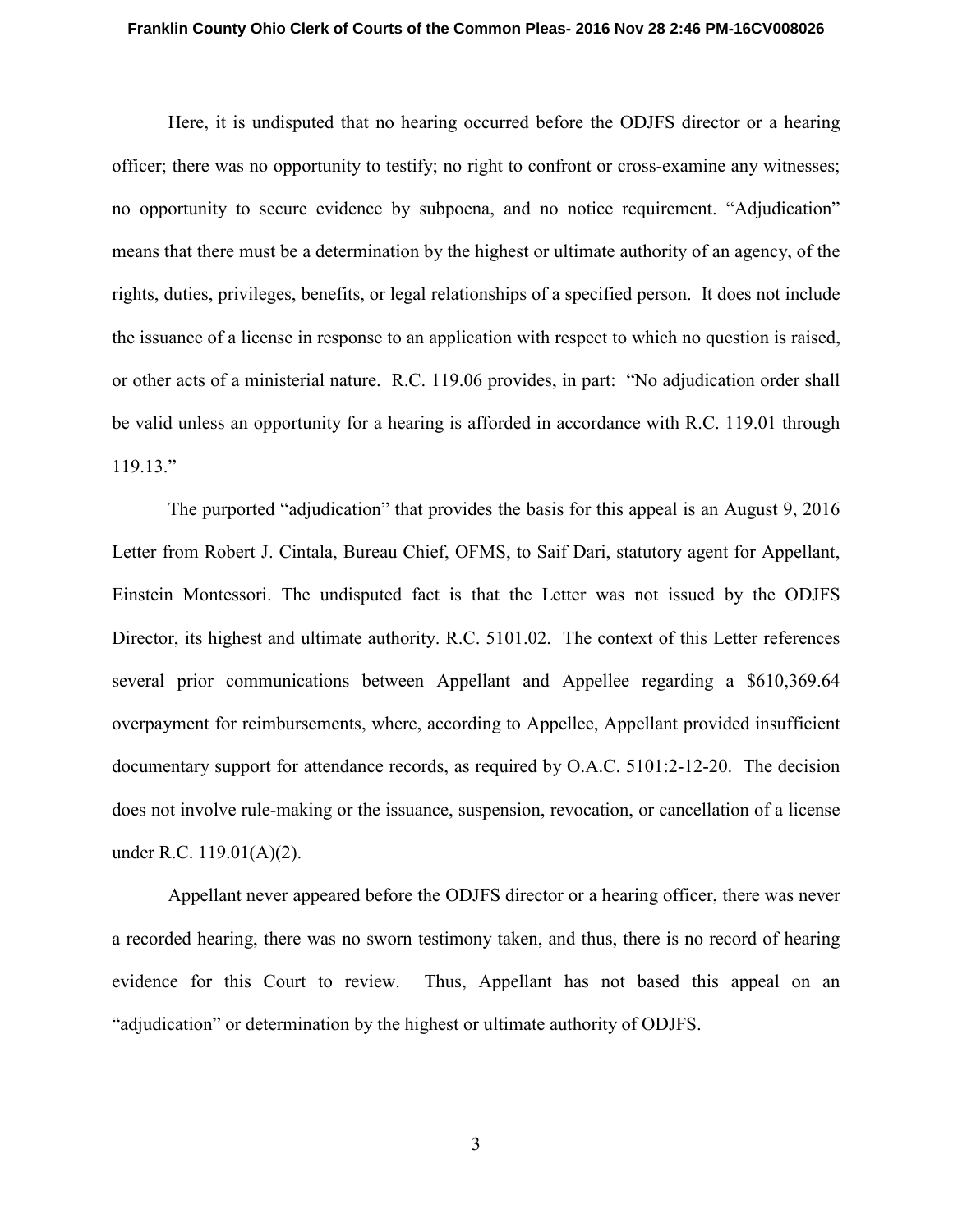Here, it is undisputed that no hearing occurred before the ODJFS director or a hearing officer; there was no opportunity to testify; no right to confront or cross-examine any witnesses; no opportunity to secure evidence by subpoena, and no notice requirement. "Adjudication" means that there must be a determination by the highest or ultimate authority of an agency, of the rights, duties, privileges, benefits, or legal relationships of a specified person. It does not include the issuance of a license in response to an application with respect to which no question is raised, or other acts of a ministerial nature. R.C. 119.06 provides, in part: "No adjudication order shall be valid unless an opportunity for a hearing is afforded in accordance with R.C. 119.01 through 119.13."

The purported "adjudication" that provides the basis for this appeal is an August 9, 2016 Letter from Robert J. Cintala, Bureau Chief, OFMS, to Saif Dari, statutory agent for Appellant, Einstein Montessori. The undisputed fact is that the Letter was not issued by the ODJFS Director, its highest and ultimate authority. R.C. 5101.02. The context of this Letter references several prior communications between Appellant and Appellee regarding a $610,369.64 overpayment for reimbursements, where, according to Appellee, Appellant provided insufficient documentary support for attendance records, as required by O.A.C. 5101:2-12-20. The decision does not involve rule-making or the issuance, suspension, revocation, or cancellation of a license under R.C. 119.01(A)(2).

Appellant never appeared before the ODJFS director or a hearing officer, there was never a recorded hearing, there was no sworn testimony taken, and thus, there is no record of hearing evidence for this Court to review. Thus, Appellant has not based this appeal on an "adjudication" or determination by the highest or ultimate authority of ODJFS.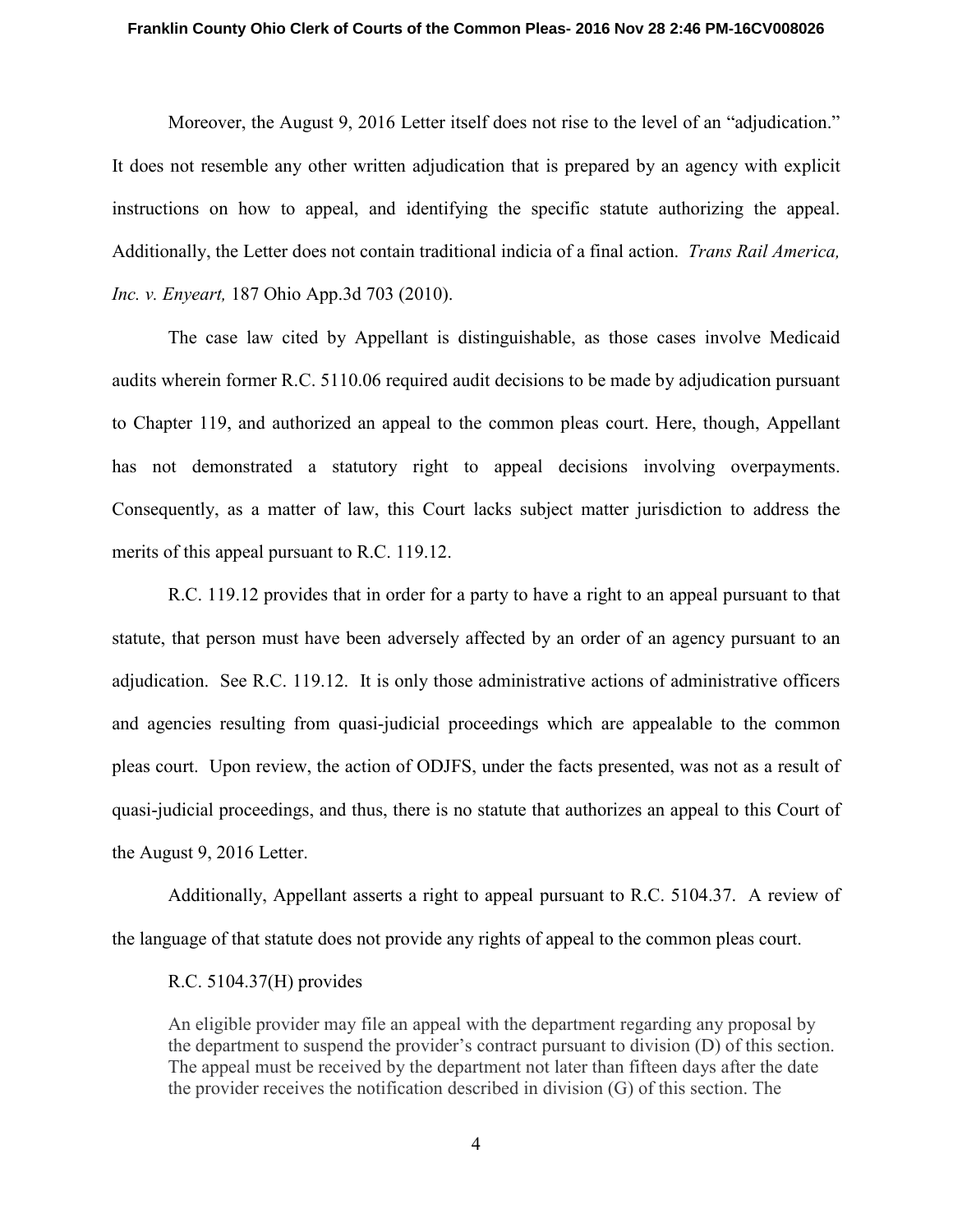Moreover, the August 9, 2016 Letter itself does not rise to the level of an "adjudication." It does not resemble any other written adjudication that is prepared by an agency with explicit instructions on how to appeal, and identifying the specific statute authorizing the appeal. Additionally, the Letter does not contain traditional indicia of a final action. *Trans Rail America, Inc. v. Enyeart,* 187 Ohio App.3d 703 (2010).

The case law cited by Appellant is distinguishable, as those cases involve Medicaid audits wherein former R.C. 5110.06 required audit decisions to be made by adjudication pursuant to Chapter 119, and authorized an appeal to the common pleas court. Here, though, Appellant has not demonstrated a statutory right to appeal decisions involving overpayments. Consequently, as a matter of law, this Court lacks subject matter jurisdiction to address the merits of this appeal pursuant to R.C. 119.12.

R.C. 119.12 provides that in order for a party to have a right to an appeal pursuant to that statute, that person must have been adversely affected by an order of an agency pursuant to an adjudication. See R.C. 119.12. It is only those administrative actions of administrative officers and agencies resulting from quasi-judicial proceedings which are appealable to the common pleas court. Upon review, the action of ODJFS, under the facts presented, was not as a result of quasi-judicial proceedings, and thus, there is no statute that authorizes an appeal to this Court of the August 9, 2016 Letter.

Additionally, Appellant asserts a right to appeal pursuant to R.C. 5104.37. A review of the language of that statute does not provide any rights of appeal to the common pleas court.

R.C. 5104.37(H) provides

> An eligible provider may file an appeal with the department regarding any proposal by the department to suspend the provider's contract pursuant to division (D) of this section. The appeal must be received by the department not later than fifteen days after the date the provider receives the notification described in division (G) of this section. The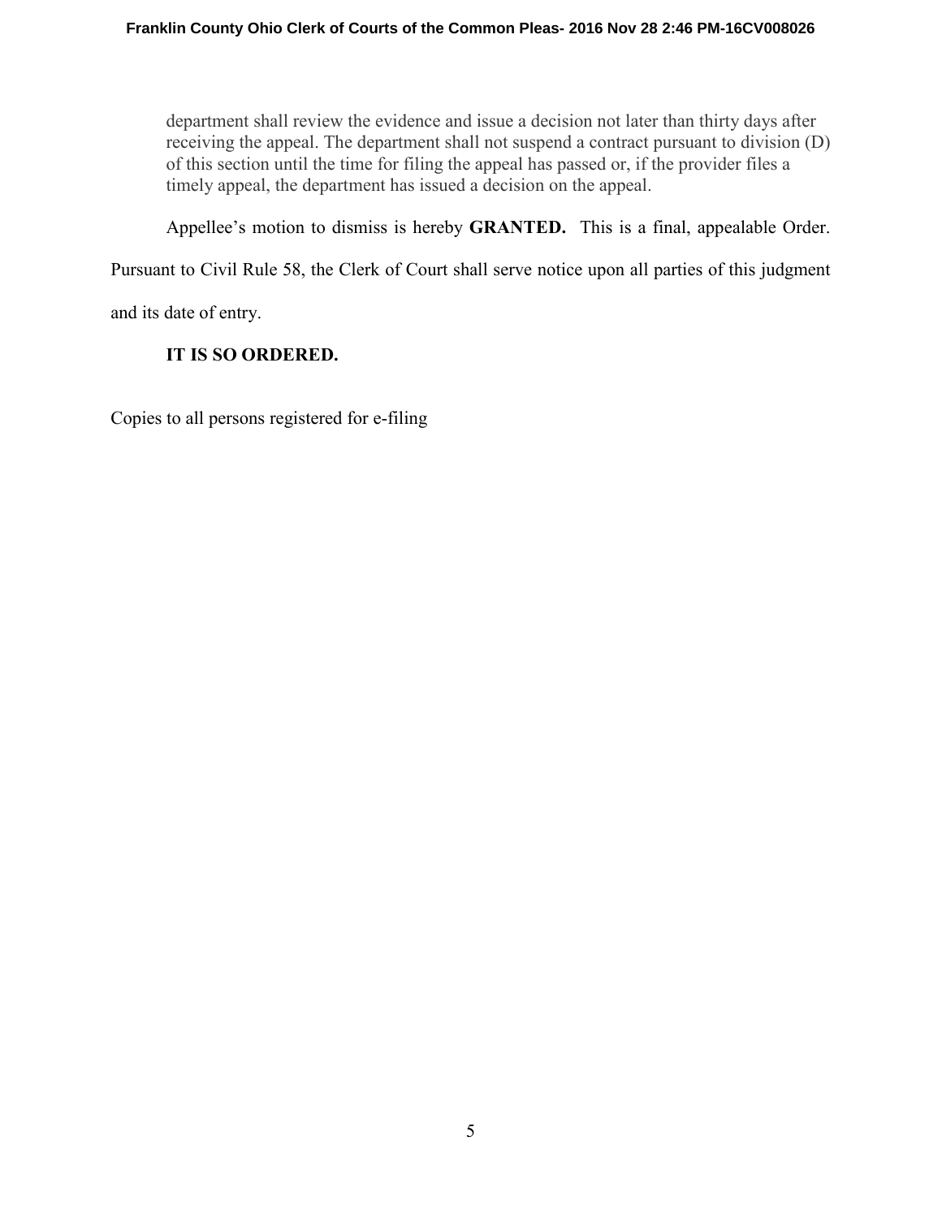> department shall review the evidence and issue a decision not later than thirty days after receiving the appeal. The department shall not suspend a contract pursuant to division (D) of this section until the time for filing the appeal has passed or, if the provider files a timely appeal, the department has issued a decision on the appeal.

Appellee's motion to dismiss is hereby **GRANTED.** This is a final, appealable Order. Pursuant to Civil Rule 58, the Clerk of Court shall serve notice upon all parties of this judgment and its date of entry.

**IT IS SO ORDERED.**

Copies to all persons registered for e-filing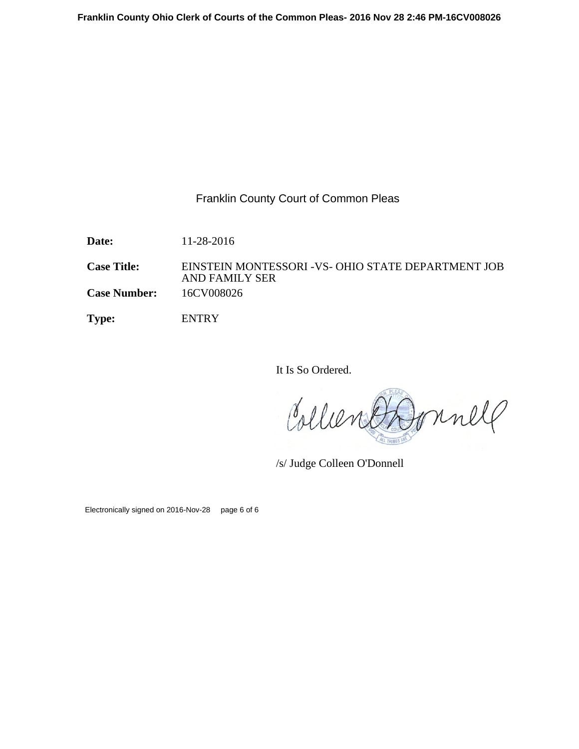Franklin County Court of Common Pleas

**Date:** 11-28-2016

**Case Title:** EINSTEIN MONTESSORI -VS- OHIO STATE DEPARTMENT JOB AND FAMILY SER

**Case Number:** 16CV008026

**Type:** ENTRY

It Is So Ordered.

/s/ Judge Colleen O'Donnell

Electronically signed on 2016-Nov-28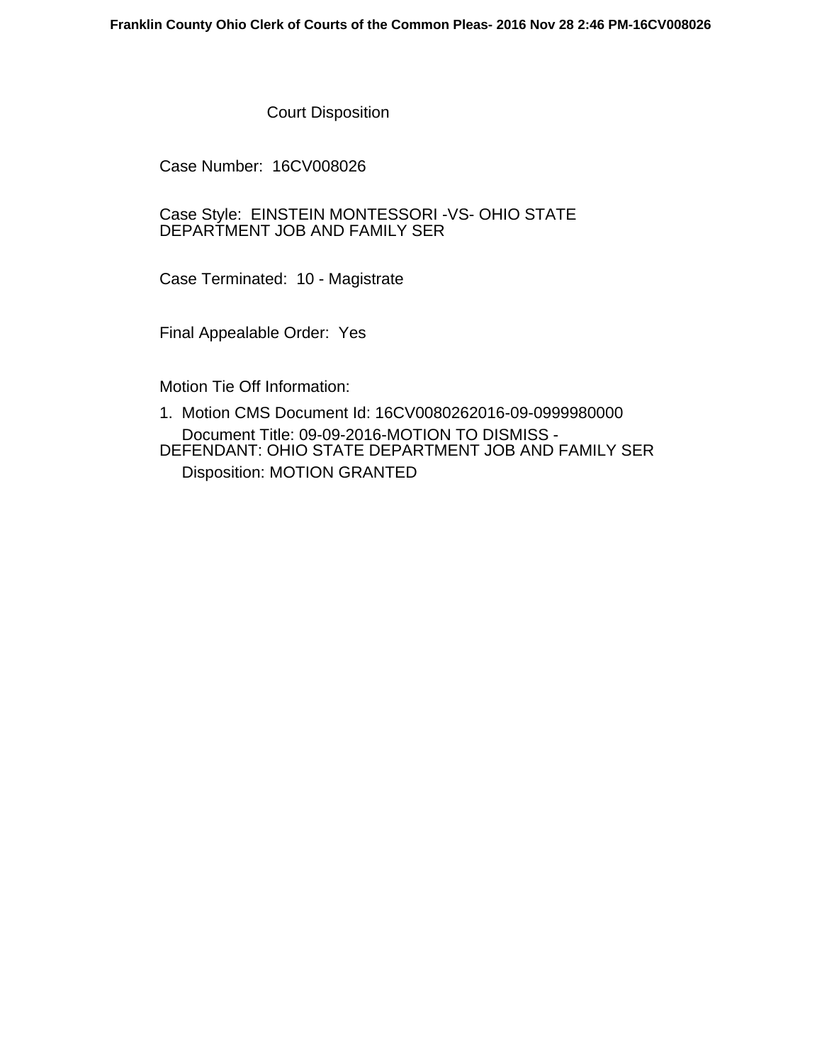# Court Disposition

Case Number: 16CV008026

Case Style: EINSTEIN MONTESSORI -VS- OHIO STATE DEPARTMENT JOB AND FAMILY SER

Case Terminated: 10 - Magistrate

Final Appealable Order: Yes

Motion Tie Off Information:

1. Motion CMS Document Id: 16CV0080262016-09-0999980000
   Document Title: 09-09-2016-MOTION TO DISMISS - DEFENDANT: OHIO STATE DEPARTMENT JOB AND FAMILY SER
   Disposition: MOTION GRANTED